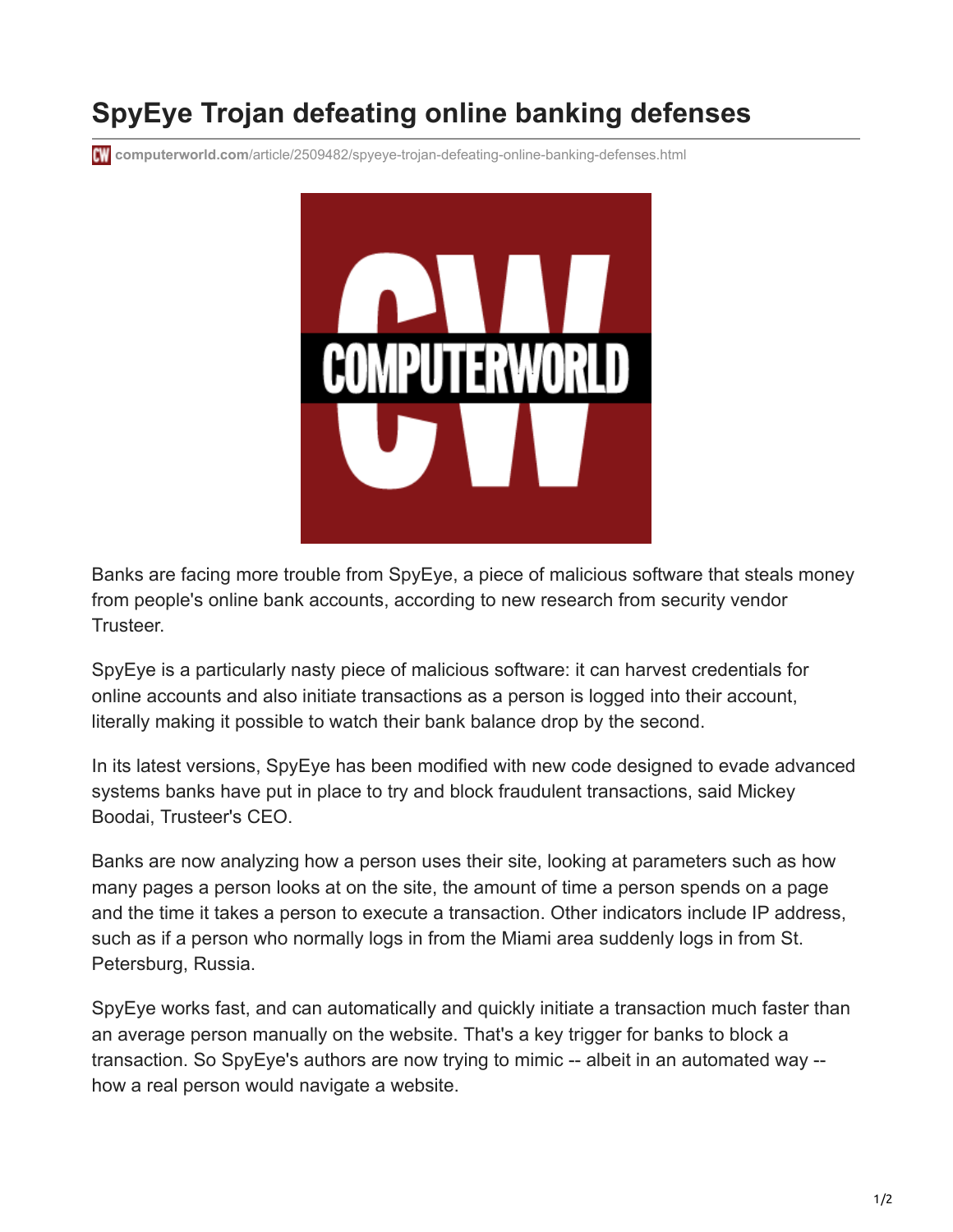# SpyEye Trojan defeating online banking defenses

computerworld.com/article/2509482/spyeye-trojan-defeating-online-banking-defenses.html

Banks are facing more trouble from SpyEye, a piece of malicious software that steals money from people's online bank accounts, according to new research from security vendor Trusteer.

SpyEye is a particularly nasty piece of malicious software: it can harvest credentials for online accounts and also initiate transactions as a person is logged into their account, literally making it possible to watch their bank balance drop by the second.

In its latest versions, SpyEye has been modified with new code designed to evade advanced systems banks have put in place to try and block fraudulent transactions, said Mickey Boodai, Trusteer's CEO.

Banks are now analyzing how a person uses their site, looking at parameters such as how many pages a person looks at on the site, the amount of time a person spends on a page and the time it takes a person to execute a transaction. Other indicators include IP address, such as if a person who normally logs in from the Miami area suddenly logs in from St. Petersburg, Russia.

SpyEye works fast, and can automatically and quickly initiate a transaction much faster than an average person manually on the website. That's a key trigger for banks to block a transaction. So SpyEye's authors are now trying to mimic -- albeit in an automated way -- how a real person would navigate a website.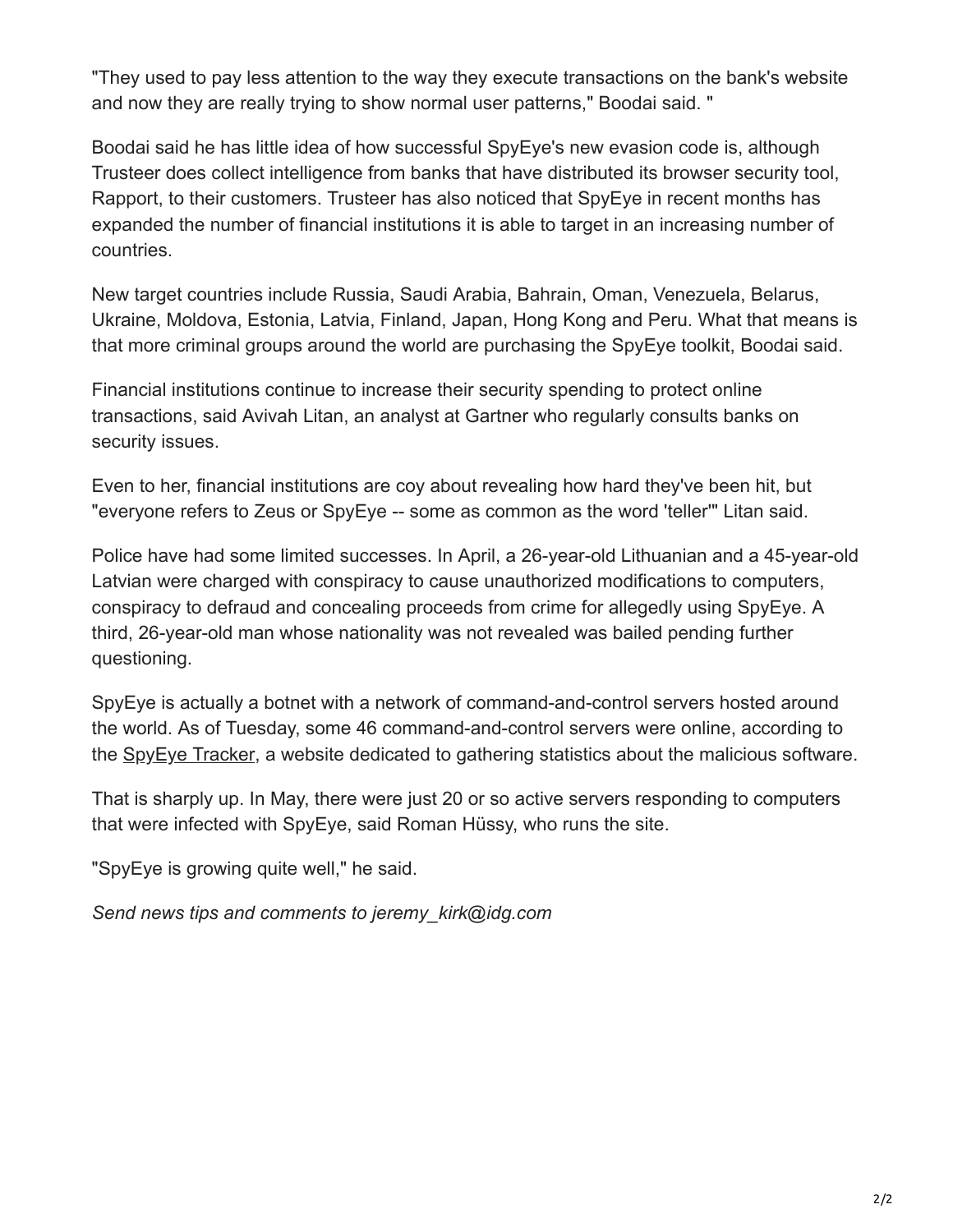"They used to pay less attention to the way they execute transactions on the bank's website and now they are really trying to show normal user patterns," Boodai said. "

Boodai said he has little idea of how successful SpyEye's new evasion code is, although Trusteer does collect intelligence from banks that have distributed its browser security tool, Rapport, to their customers. Trusteer has also noticed that SpyEye in recent months has expanded the number of financial institutions it is able to target in an increasing number of countries.

New target countries include Russia, Saudi Arabia, Bahrain, Oman, Venezuela, Belarus, Ukraine, Moldova, Estonia, Latvia, Finland, Japan, Hong Kong and Peru. What that means is that more criminal groups around the world are purchasing the SpyEye toolkit, Boodai said.

Financial institutions continue to increase their security spending to protect online transactions, said Avivah Litan, an analyst at Gartner who regularly consults banks on security issues.

Even to her, financial institutions are coy about revealing how hard they've been hit, but "everyone refers to Zeus or SpyEye -- some as common as the word 'teller'" Litan said.

Police have had some limited successes. In April, a 26-year-old Lithuanian and a 45-year-old Latvian were charged with conspiracy to cause unauthorized modifications to computers, conspiracy to defraud and concealing proceeds from crime for allegedly using SpyEye. A third, 26-year-old man whose nationality was not revealed was bailed pending further questioning.

SpyEye is actually a botnet with a network of command-and-control servers hosted around the world. As of Tuesday, some 46 command-and-control servers were online, according to the [SpyEye Tracker](), a website dedicated to gathering statistics about the malicious software.

That is sharply up. In May, there were just 20 or so active servers responding to computers that were infected with SpyEye, said Roman Hüssy, who runs the site.

"SpyEye is growing quite well," he said.

*Send news tips and comments to jeremy_kirk@idg.com*